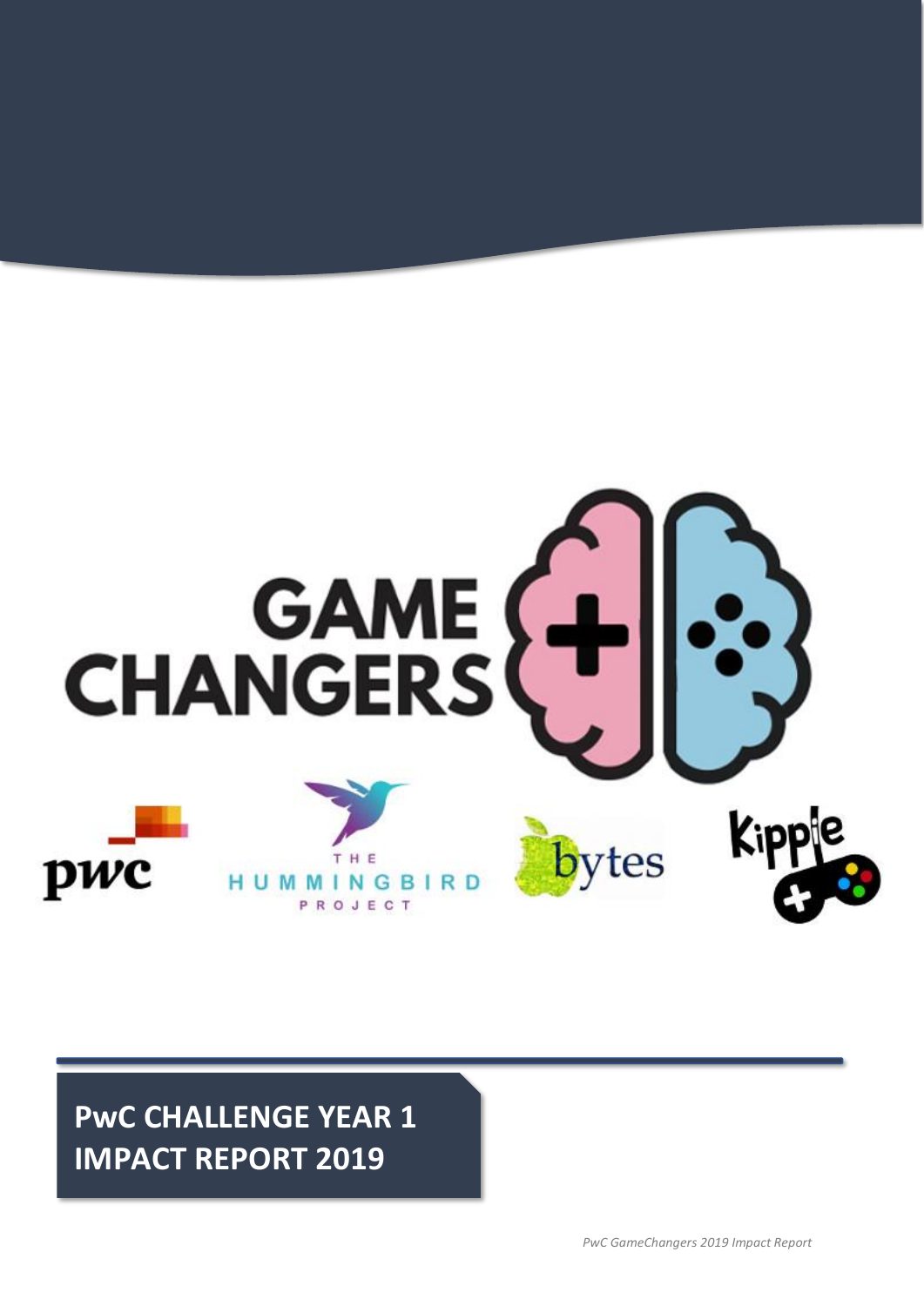# GAME CHANGERS

pwc

THE HUMMINGBIRD PROJECT

bytes

Kipple

## PwC CHALLENGE YEAR 1 IMPACT REPORT 2019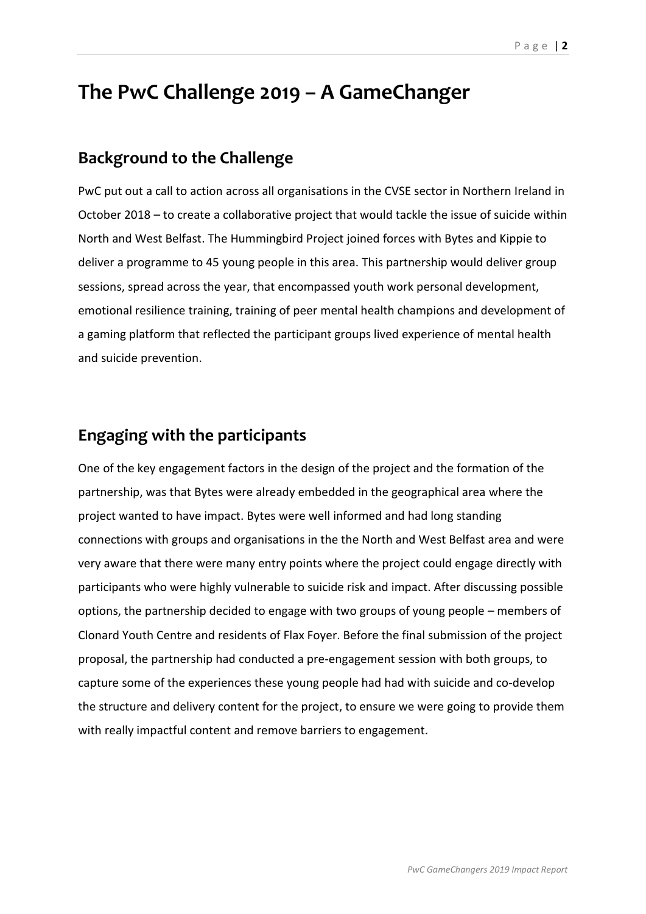# The PwC Challenge 2019 – A GameChanger

## Background to the Challenge

PwC put out a call to action across all organisations in the CVSE sector in Northern Ireland in October 2018 – to create a collaborative project that would tackle the issue of suicide within North and West Belfast. The Hummingbird Project joined forces with Bytes and Kippie to deliver a programme to 45 young people in this area. This partnership would deliver group sessions, spread across the year, that encompassed youth work personal development, emotional resilience training, training of peer mental health champions and development of a gaming platform that reflected the participant groups lived experience of mental health and suicide prevention.

## Engaging with the participants

One of the key engagement factors in the design of the project and the formation of the partnership, was that Bytes were already embedded in the geographical area where the project wanted to have impact. Bytes were well informed and had long standing connections with groups and organisations in the the North and West Belfast area and were very aware that there were many entry points where the project could engage directly with participants who were highly vulnerable to suicide risk and impact. After discussing possible options, the partnership decided to engage with two groups of young people – members of Clonard Youth Centre and residents of Flax Foyer. Before the final submission of the project proposal, the partnership had conducted a pre-engagement session with both groups, to capture some of the experiences these young people had had with suicide and co-develop the structure and delivery content for the project, to ensure we were going to provide them with really impactful content and remove barriers to engagement.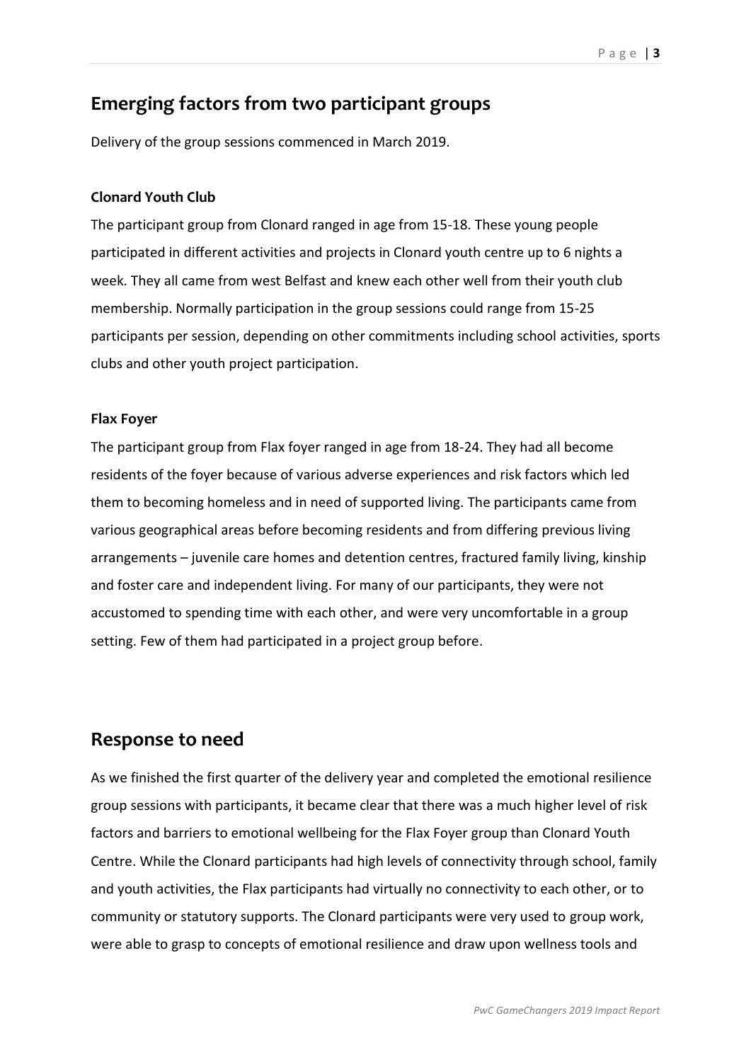## Emerging factors from two participant groups

Delivery of the group sessions commenced in March 2019.

**Clonard Youth Club**

The participant group from Clonard ranged in age from 15-18. These young people participated in different activities and projects in Clonard youth centre up to 6 nights a week. They all came from west Belfast and knew each other well from their youth club membership. Normally participation in the group sessions could range from 15-25 participants per session, depending on other commitments including school activities, sports clubs and other youth project participation.

**Flax Foyer**

The participant group from Flax foyer ranged in age from 18-24. They had all become residents of the foyer because of various adverse experiences and risk factors which led them to becoming homeless and in need of supported living. The participants came from various geographical areas before becoming residents and from differing previous living arrangements – juvenile care homes and detention centres, fractured family living, kinship and foster care and independent living. For many of our participants, they were not accustomed to spending time with each other, and were very uncomfortable in a group setting. Few of them had participated in a project group before.

## Response to need

As we finished the first quarter of the delivery year and completed the emotional resilience group sessions with participants, it became clear that there was a much higher level of risk factors and barriers to emotional wellbeing for the Flax Foyer group than Clonard Youth Centre. While the Clonard participants had high levels of connectivity through school, family and youth activities, the Flax participants had virtually no connectivity to each other, or to community or statutory supports. The Clonard participants were very used to group work, were able to grasp to concepts of emotional resilience and draw upon wellness tools and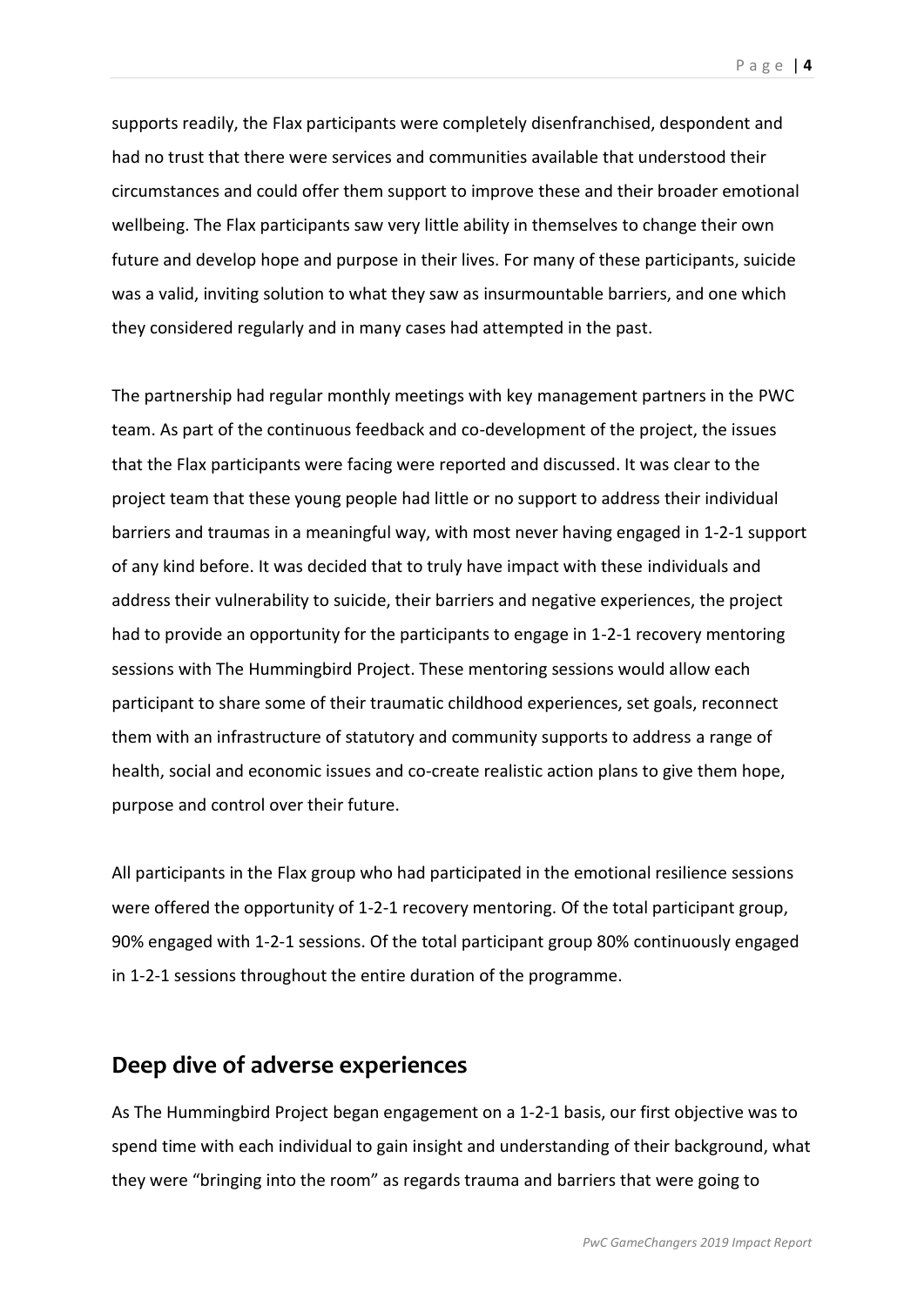supports readily, the Flax participants were completely disenfranchised, despondent and had no trust that there were services and communities available that understood their circumstances and could offer them support to improve these and their broader emotional wellbeing. The Flax participants saw very little ability in themselves to change their own future and develop hope and purpose in their lives. For many of these participants, suicide was a valid, inviting solution to what they saw as insurmountable barriers, and one which they considered regularly and in many cases had attempted in the past.

The partnership had regular monthly meetings with key management partners in the PWC team. As part of the continuous feedback and co-development of the project, the issues that the Flax participants were facing were reported and discussed. It was clear to the project team that these young people had little or no support to address their individual barriers and traumas in a meaningful way, with most never having engaged in 1-2-1 support of any kind before. It was decided that to truly have impact with these individuals and address their vulnerability to suicide, their barriers and negative experiences, the project had to provide an opportunity for the participants to engage in 1-2-1 recovery mentoring sessions with The Hummingbird Project. These mentoring sessions would allow each participant to share some of their traumatic childhood experiences, set goals, reconnect them with an infrastructure of statutory and community supports to address a range of health, social and economic issues and co-create realistic action plans to give them hope, purpose and control over their future.

All participants in the Flax group who had participated in the emotional resilience sessions were offered the opportunity of 1-2-1 recovery mentoring. Of the total participant group, 90% engaged with 1-2-1 sessions. Of the total participant group 80% continuously engaged in 1-2-1 sessions throughout the entire duration of the programme.

## Deep dive of adverse experiences

As The Hummingbird Project began engagement on a 1-2-1 basis, our first objective was to spend time with each individual to gain insight and understanding of their background, what they were "bringing into the room" as regards trauma and barriers that were going to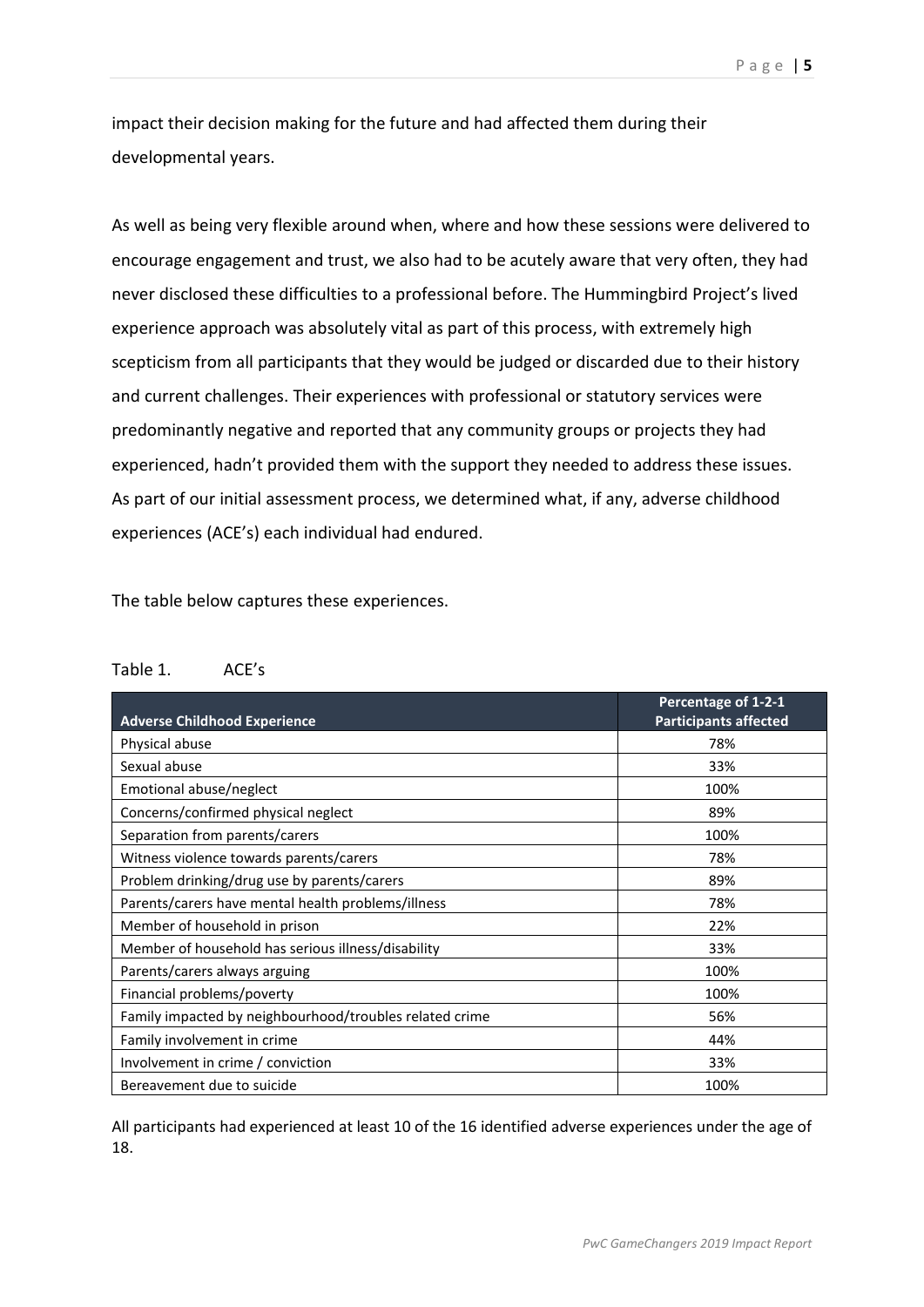impact their decision making for the future and had affected them during their developmental years.

As well as being very flexible around when, where and how these sessions were delivered to encourage engagement and trust, we also had to be acutely aware that very often, they had never disclosed these difficulties to a professional before. The Hummingbird Project's lived experience approach was absolutely vital as part of this process, with extremely high scepticism from all participants that they would be judged or discarded due to their history and current challenges. Their experiences with professional or statutory services were predominantly negative and reported that any community groups or projects they had experienced, hadn't provided them with the support they needed to address these issues. As part of our initial assessment process, we determined what, if any, adverse childhood experiences (ACE's) each individual had endured.

The table below captures these experiences.

Table 1. ACE's

| Adverse Childhood Experience | Percentage of 1-2-1 Participants affected |
|---|---|
| Physical abuse | 78% |
| Sexual abuse | 33% |
| Emotional abuse/neglect | 100% |
| Concerns/confirmed physical neglect | 89% |
| Separation from parents/carers | 100% |
| Witness violence towards parents/carers | 78% |
| Problem drinking/drug use by parents/carers | 89% |
| Parents/carers have mental health problems/illness | 78% |
| Member of household in prison | 22% |
| Member of household has serious illness/disability | 33% |
| Parents/carers always arguing | 100% |
| Financial problems/poverty | 100% |
| Family impacted by neighbourhood/troubles related crime | 56% |
| Family involvement in crime | 44% |
| Involvement in crime / conviction | 33% |
| Bereavement due to suicide | 100% |

All participants had experienced at least 10 of the 16 identified adverse experiences under the age of 18.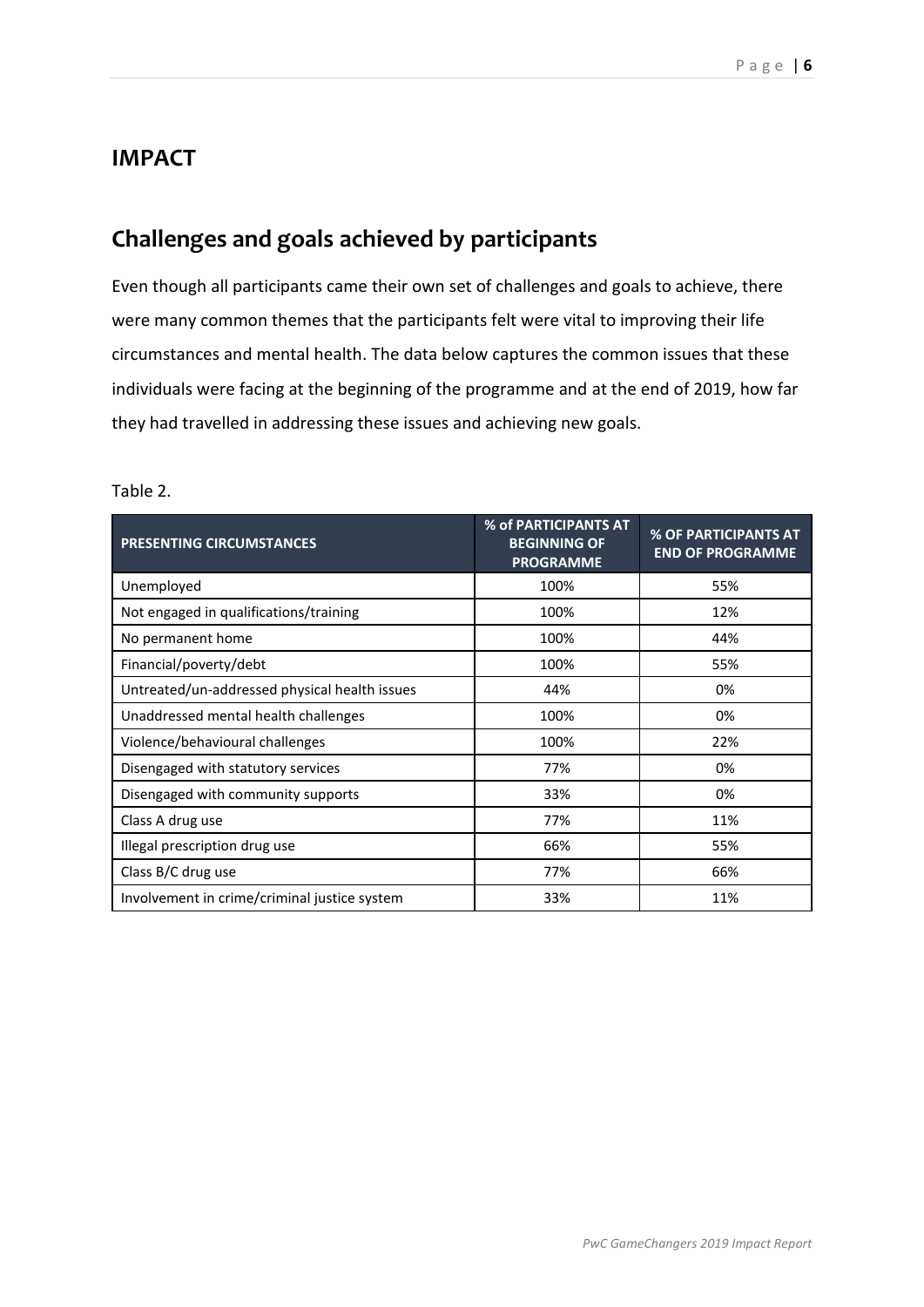# IMPACT

## Challenges and goals achieved by participants

Even though all participants came their own set of challenges and goals to achieve, there were many common themes that the participants felt were vital to improving their life circumstances and mental health. The data below captures the common issues that these individuals were facing at the beginning of the programme and at the end of 2019, how far they had travelled in addressing these issues and achieving new goals.

Table 2.

| PRESENTING CIRCUMSTANCES | % of PARTICIPANTS AT BEGINNING OF PROGRAMME | % OF PARTICIPANTS AT END OF PROGRAMME |
|---|---|---|
| Unemployed | 100% | 55% |
| Not engaged in qualifications/training | 100% | 12% |
| No permanent home | 100% | 44% |
| Financial/poverty/debt | 100% | 55% |
| Untreated/un-addressed physical health issues | 44% | 0% |
| Unaddressed mental health challenges | 100% | 0% |
| Violence/behavioural challenges | 100% | 22% |
| Disengaged with statutory services | 77% | 0% |
| Disengaged with community supports | 33% | 0% |
| Class A drug use | 77% | 11% |
| Illegal prescription drug use | 66% | 55% |
| Class B/C drug use | 77% | 66% |
| Involvement in crime/criminal justice system | 33% | 11% |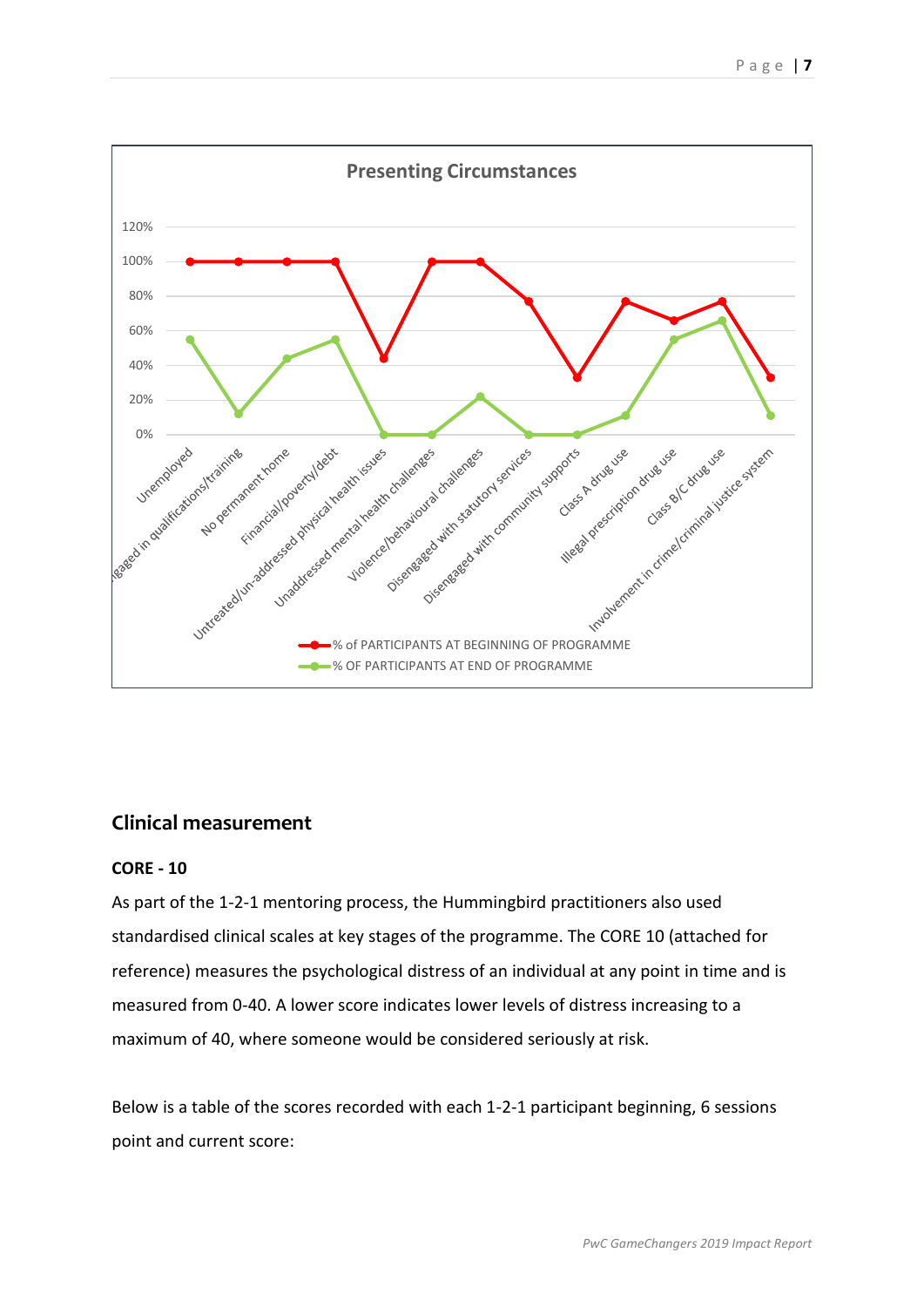**Presenting Circumstances**

## Clinical measurement

### CORE - 10

As part of the 1-2-1 mentoring process, the Hummingbird practitioners also used standardised clinical scales at key stages of the programme. The CORE 10 (attached for reference) measures the psychological distress of an individual at any point in time and is measured from 0-40. A lower score indicates lower levels of distress increasing to a maximum of 40, where someone would be considered seriously at risk.

Below is a table of the scores recorded with each 1-2-1 participant beginning, 6 sessions point and current score: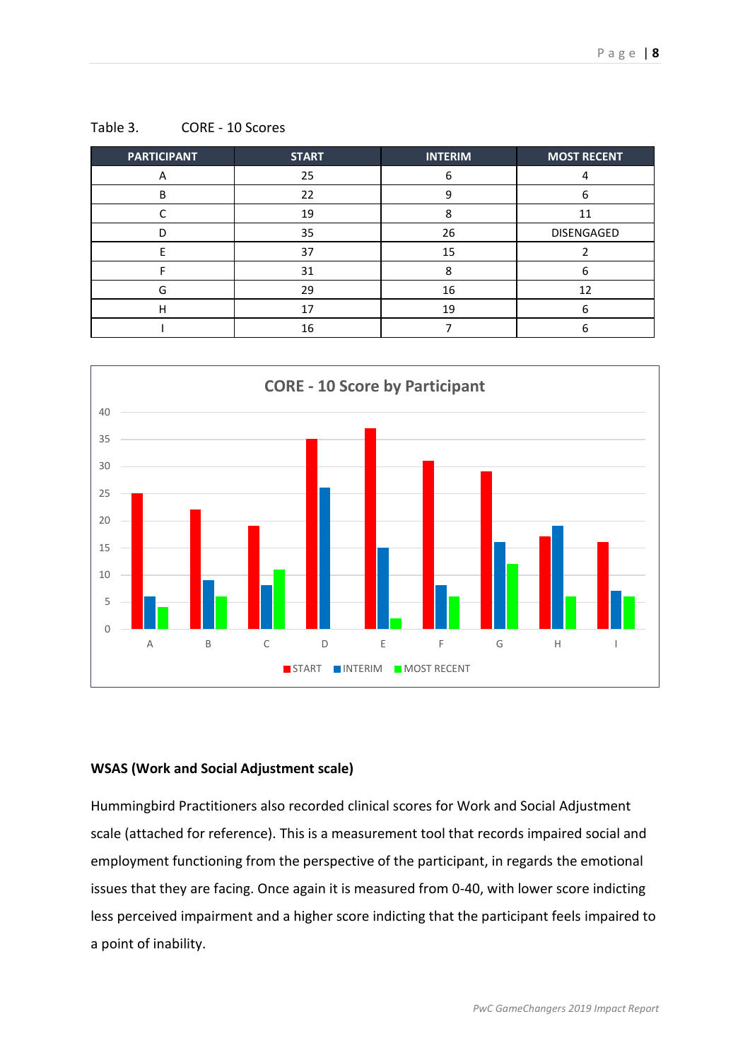Table 3. CORE - 10 Scores

| PARTICIPANT | START | INTERIM | MOST RECENT |
| --- | --- | --- | --- |
| A | 25 | 6 | 4 |
| B | 22 | 9 | 6 |
| C | 19 | 8 | 11 |
| D | 35 | 26 | DISENGAGED |
| E | 37 | 15 | 2 |
| F | 31 | 8 | 6 |
| G | 29 | 16 | 12 |
| H | 17 | 19 | 6 |
| I | 16 | 7 | 6 |

**WSAS (Work and Social Adjustment scale)**

Hummingbird Practitioners also recorded clinical scores for Work and Social Adjustment scale (attached for reference). This is a measurement tool that records impaired social and employment functioning from the perspective of the participant, in regards the emotional issues that they are facing. Once again it is measured from 0-40, with lower score indicting less perceived impairment and a higher score indicting that the participant feels impaired to a point of inability.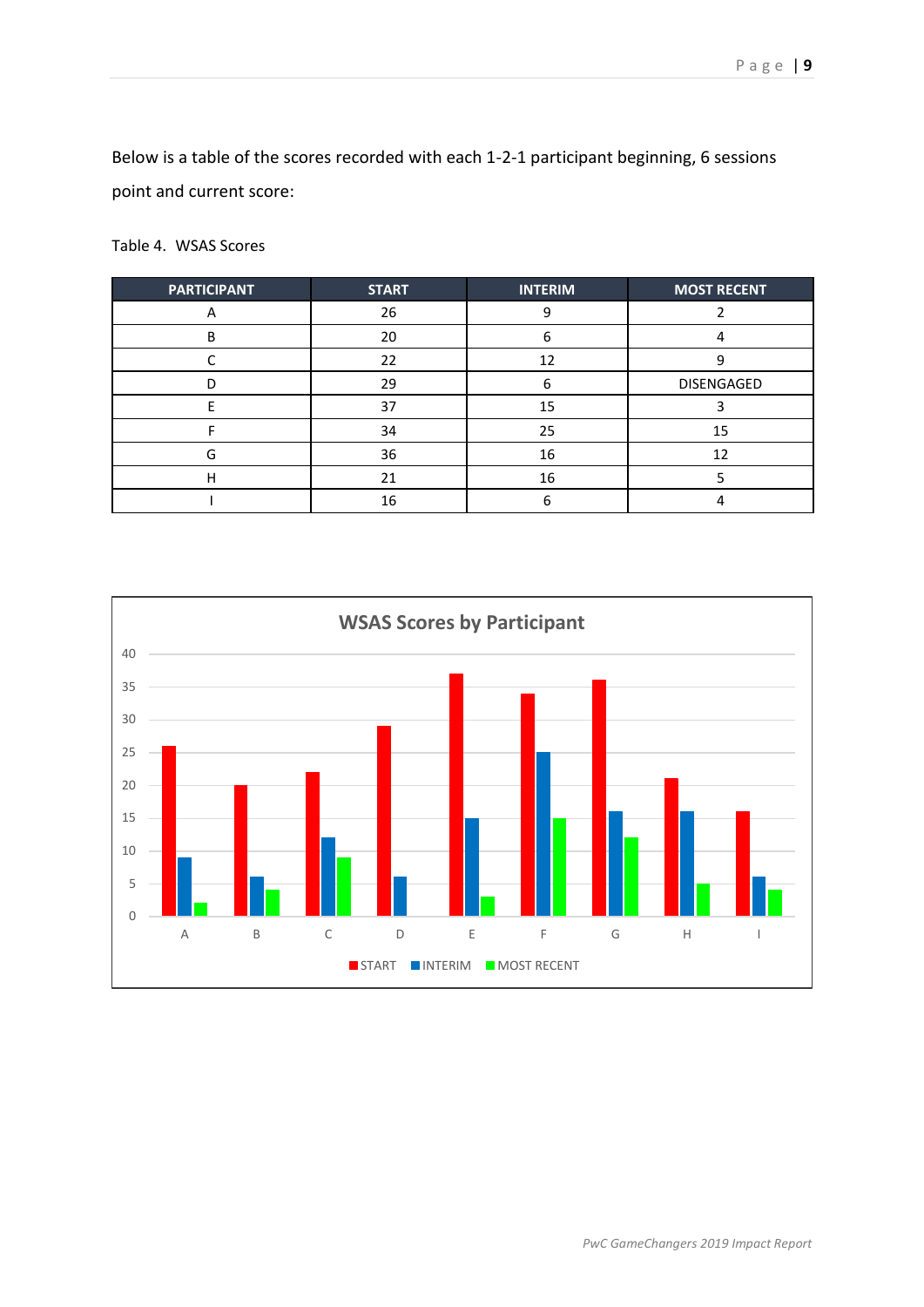Below is a table of the scores recorded with each 1-2-1 participant beginning, 6 sessions point and current score:

Table 4. WSAS Scores

| PARTICIPANT | START | INTERIM | MOST RECENT |
|---|---|---|---|
| A | 26 | 9 | 2 |
| B | 20 | 6 | 4 |
| C | 22 | 12 | 9 |
| D | 29 | 6 | DISENGAGED |
| E | 37 | 15 | 3 |
| F | 34 | 25 | 15 |
| G | 36 | 16 | 12 |
| H | 21 | 16 | 5 |
| I | 16 | 6 | 4 |

**WSAS Scores by Participant**

| Participant | START | INTERIM | MOST RECENT |
|---|---|---|---|
| A | 26 | 9 | 2 |
| B | 20 | 6 | 4 |
| C | 22 | 12 | 9 |
| D | 29 | 6 | |
| E | 37 | 15 | 3 |
| F | 34 | 25 | 15 |
| G | 36 | 16 | 12 |
| H | 21 | 16 | 5 |
| I | 16 | 6 | 4 |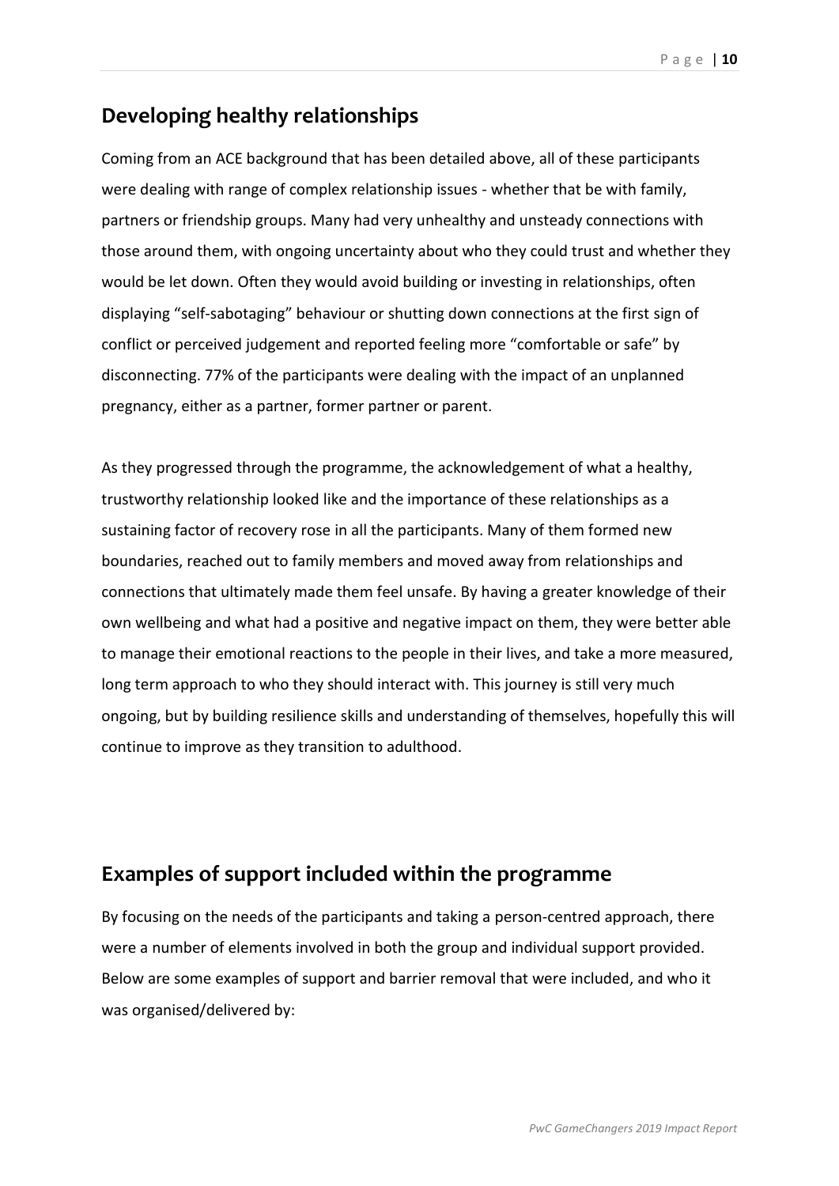## Developing healthy relationships

Coming from an ACE background that has been detailed above, all of these participants were dealing with range of complex relationship issues - whether that be with family, partners or friendship groups. Many had very unhealthy and unsteady connections with those around them, with ongoing uncertainty about who they could trust and whether they would be let down. Often they would avoid building or investing in relationships, often displaying "self-sabotaging" behaviour or shutting down connections at the first sign of conflict or perceived judgement and reported feeling more "comfortable or safe" by disconnecting. 77% of the participants were dealing with the impact of an unplanned pregnancy, either as a partner, former partner or parent.

As they progressed through the programme, the acknowledgement of what a healthy, trustworthy relationship looked like and the importance of these relationships as a sustaining factor of recovery rose in all the participants. Many of them formed new boundaries, reached out to family members and moved away from relationships and connections that ultimately made them feel unsafe. By having a greater knowledge of their own wellbeing and what had a positive and negative impact on them, they were better able to manage their emotional reactions to the people in their lives, and take a more measured, long term approach to who they should interact with. This journey is still very much ongoing, but by building resilience skills and understanding of themselves, hopefully this will continue to improve as they transition to adulthood.

## Examples of support included within the programme

By focusing on the needs of the participants and taking a person-centred approach, there were a number of elements involved in both the group and individual support provided. Below are some examples of support and barrier removal that were included, and who it was organised/delivered by: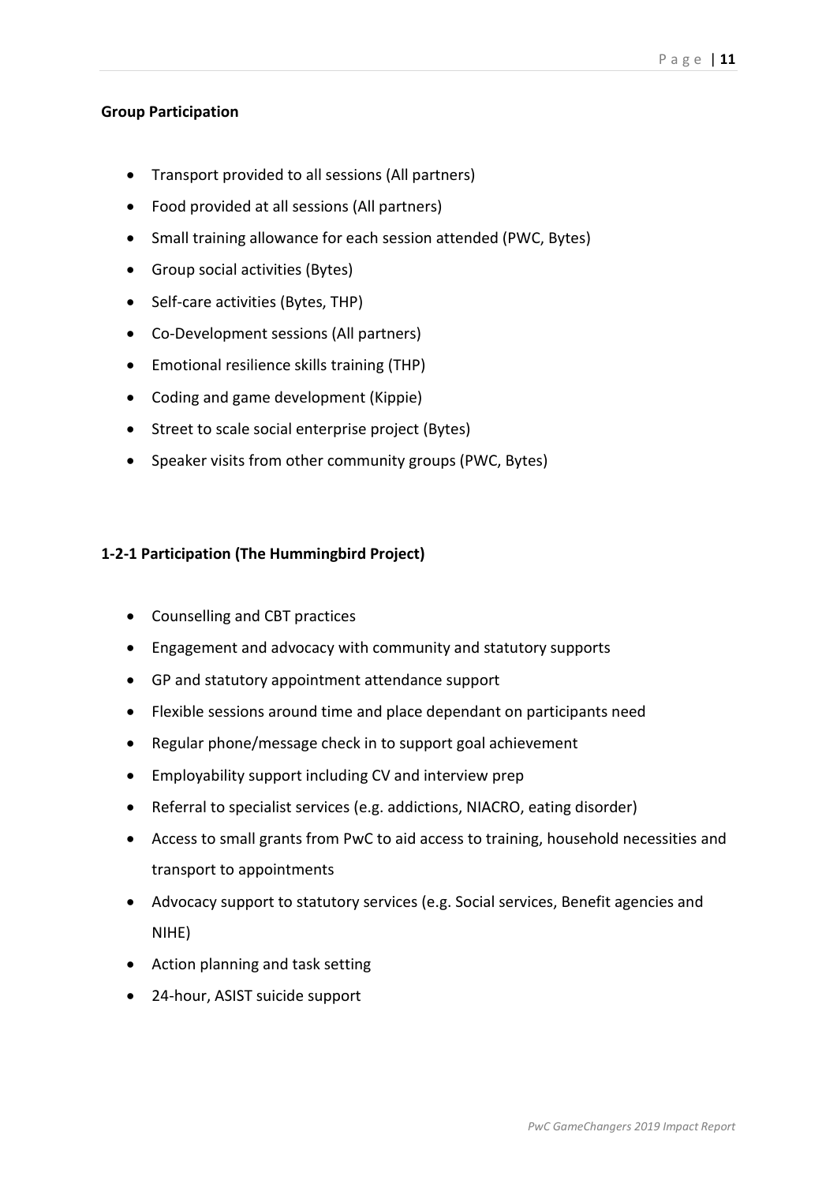**Group Participation**

- Transport provided to all sessions (All partners)
- Food provided at all sessions (All partners)
- Small training allowance for each session attended (PWC, Bytes)
- Group social activities (Bytes)
- Self-care activities (Bytes, THP)
- Co-Development sessions (All partners)
- Emotional resilience skills training (THP)
- Coding and game development (Kippie)
- Street to scale social enterprise project (Bytes)
- Speaker visits from other community groups (PWC, Bytes)

**1-2-1 Participation (The Hummingbird Project)**

- Counselling and CBT practices
- Engagement and advocacy with community and statutory supports
- GP and statutory appointment attendance support
- Flexible sessions around time and place dependant on participants need
- Regular phone/message check in to support goal achievement
- Employability support including CV and interview prep
- Referral to specialist services (e.g. addictions, NIACRO, eating disorder)
- Access to small grants from PwC to aid access to training, household necessities and transport to appointments
- Advocacy support to statutory services (e.g. Social services, Benefit agencies and NIHE)
- Action planning and task setting
- 24-hour, ASIST suicide support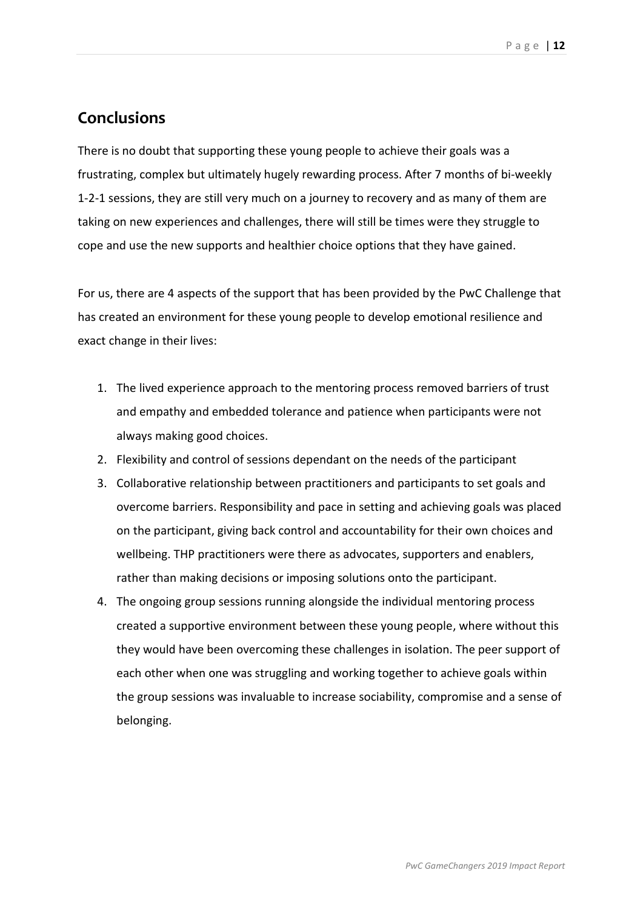## Conclusions

There is no doubt that supporting these young people to achieve their goals was a frustrating, complex but ultimately hugely rewarding process. After 7 months of bi-weekly 1-2-1 sessions, they are still very much on a journey to recovery and as many of them are taking on new experiences and challenges, there will still be times were they struggle to cope and use the new supports and healthier choice options that they have gained.

For us, there are 4 aspects of the support that has been provided by the PwC Challenge that has created an environment for these young people to develop emotional resilience and exact change in their lives:

1. The lived experience approach to the mentoring process removed barriers of trust and empathy and embedded tolerance and patience when participants were not always making good choices.
2. Flexibility and control of sessions dependant on the needs of the participant
3. Collaborative relationship between practitioners and participants to set goals and overcome barriers. Responsibility and pace in setting and achieving goals was placed on the participant, giving back control and accountability for their own choices and wellbeing. THP practitioners were there as advocates, supporters and enablers, rather than making decisions or imposing solutions onto the participant.
4. The ongoing group sessions running alongside the individual mentoring process created a supportive environment between these young people, where without this they would have been overcoming these challenges in isolation. The peer support of each other when one was struggling and working together to achieve goals within the group sessions was invaluable to increase sociability, compromise and a sense of belonging.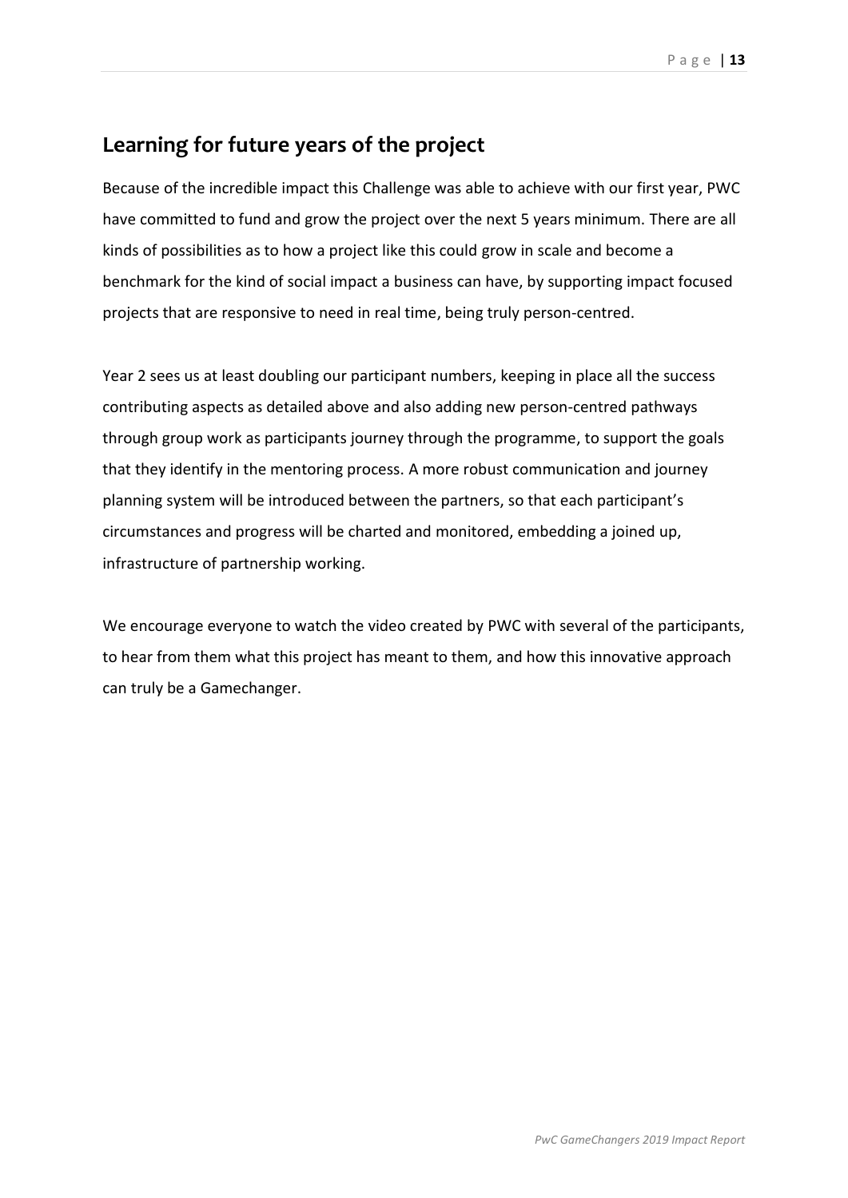## Learning for future years of the project

Because of the incredible impact this Challenge was able to achieve with our first year, PWC have committed to fund and grow the project over the next 5 years minimum. There are all kinds of possibilities as to how a project like this could grow in scale and become a benchmark for the kind of social impact a business can have, by supporting impact focused projects that are responsive to need in real time, being truly person-centred.

Year 2 sees us at least doubling our participant numbers, keeping in place all the success contributing aspects as detailed above and also adding new person-centred pathways through group work as participants journey through the programme, to support the goals that they identify in the mentoring process. A more robust communication and journey planning system will be introduced between the partners, so that each participant's circumstances and progress will be charted and monitored, embedding a joined up, infrastructure of partnership working.

We encourage everyone to watch the video created by PWC with several of the participants, to hear from them what this project has meant to them, and how this innovative approach can truly be a Gamechanger.